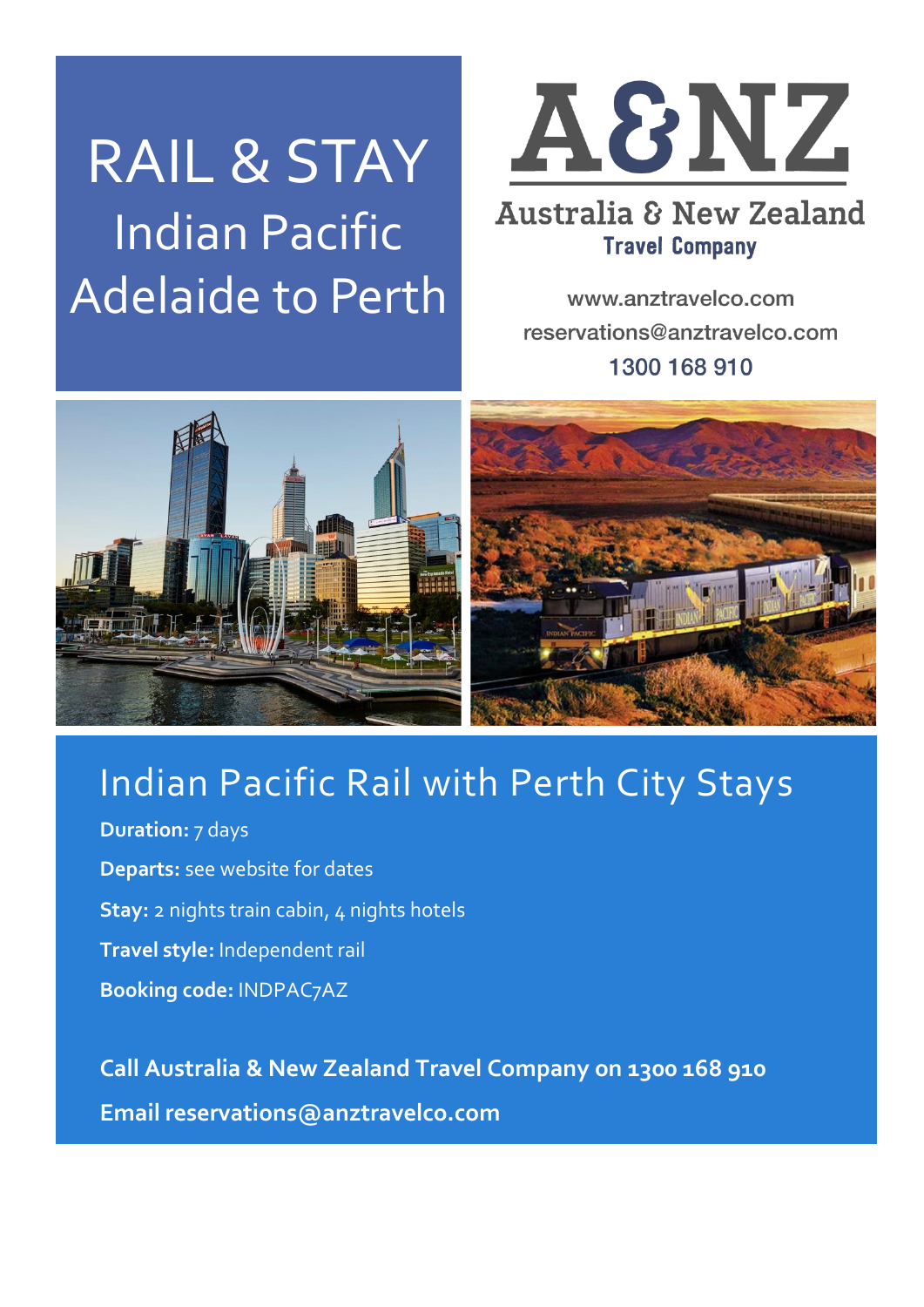# RAIL & STAY
## Indian Pacific
## Adelaide to Perth

A&NZ

Australia & New Zealand
Travel Company

www.anztravelco.com
reservations@anztravelco.com
1300 168 910

## Indian Pacific Rail with Perth City Stays

**Duration:** 7 days

**Departs:** see website for dates

**Stay:** 2 nights train cabin, 4 nights hotels

**Travel style:** Independent rail

**Booking code:** INDPAC7AZ

**Call Australia & New Zealand Travel Company on 1300 168 910**

**Email reservations@anztravelco.com**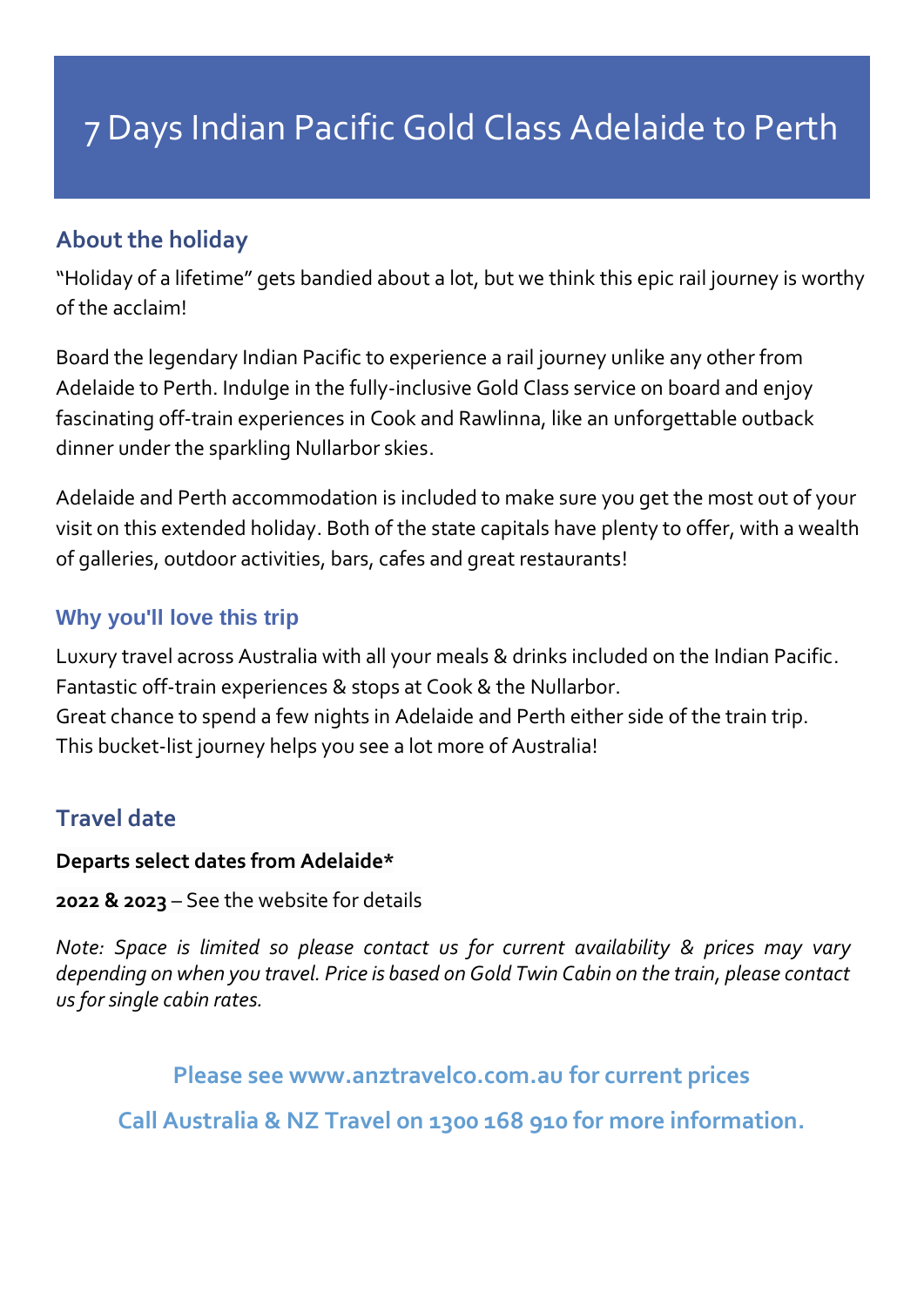# 7 Days Indian Pacific Gold Class Adelaide to Perth

## About the holiday

"Holiday of a lifetime" gets bandied about a lot, but we think this epic rail journey is worthy of the acclaim!

Board the legendary Indian Pacific to experience a rail journey unlike any other from Adelaide to Perth. Indulge in the fully-inclusive Gold Class service on board and enjoy fascinating off-train experiences in Cook and Rawlinna, like an unforgettable outback dinner under the sparkling Nullarbor skies.

Adelaide and Perth accommodation is included to make sure you get the most out of your visit on this extended holiday. Both of the state capitals have plenty to offer, with a wealth of galleries, outdoor activities, bars, cafes and great restaurants!

## Why you'll love this trip

Luxury travel across Australia with all your meals & drinks included on the Indian Pacific.
Fantastic off-train experiences & stops at Cook & the Nullarbor.
Great chance to spend a few nights in Adelaide and Perth either side of the train trip.
This bucket-list journey helps you see a lot more of Australia!

## Travel date

**Departs select dates from Adelaide***

**2022 & 2023** – See the website for details

*Note: Space is limited so please contact us for current availability & prices may vary depending on when you travel. Price is based on Gold Twin Cabin on the train, please contact us for single cabin rates.*

**Please see www.anztravelco.com.au for current prices**

**Call Australia & NZ Travel on 1300 168 910 for more information.**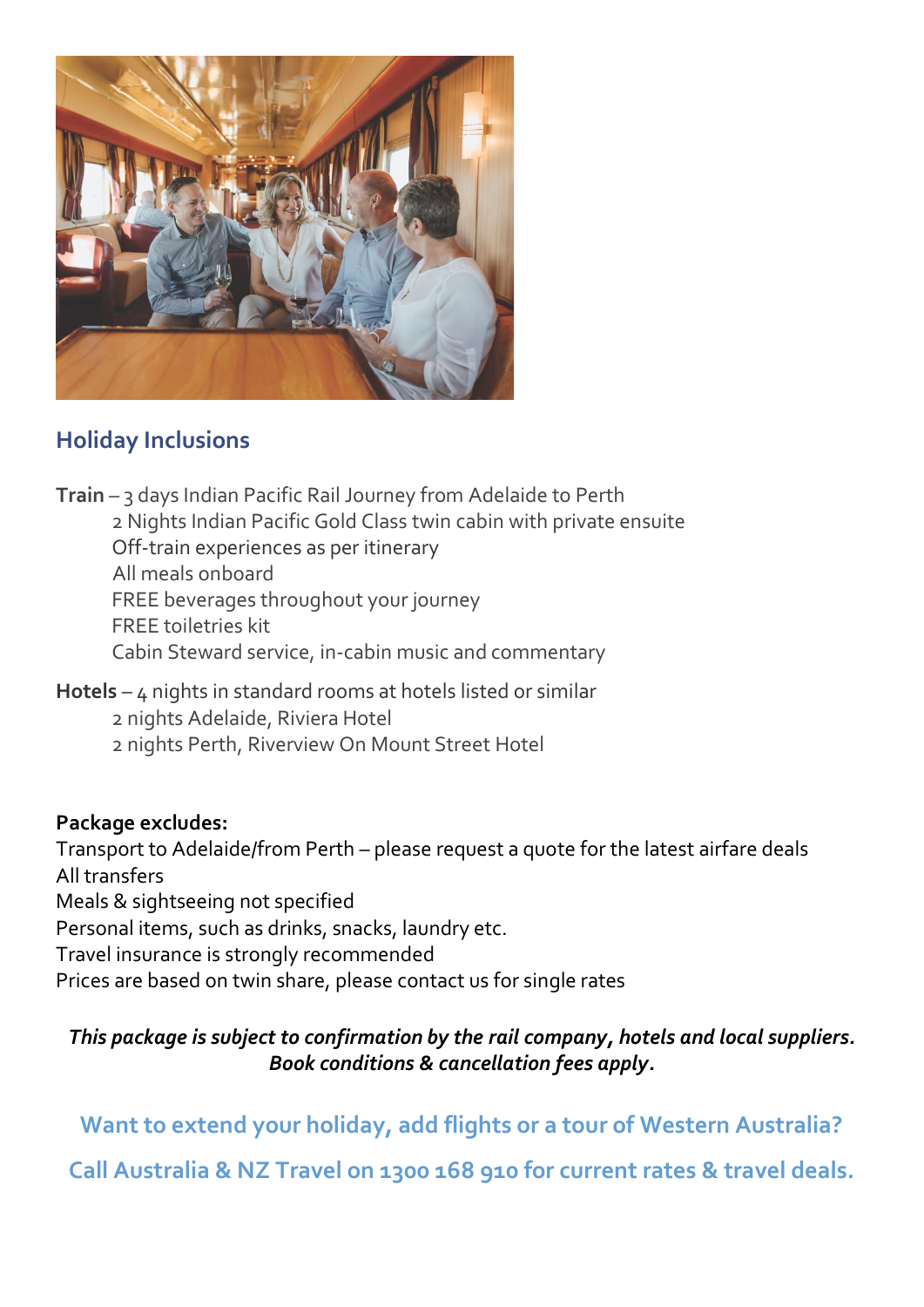## Holiday Inclusions

**Train** – 3 days Indian Pacific Rail Journey from Adelaide to Perth
- 2 Nights Indian Pacific Gold Class twin cabin with private ensuite
- Off-train experiences as per itinerary
- All meals onboard
- FREE beverages throughout your journey
- FREE toiletries kit
- Cabin Steward service, in-cabin music and commentary

**Hotels** – 4 nights in standard rooms at hotels listed or similar
- 2 nights Adelaide, Riviera Hotel
- 2 nights Perth, Riverview On Mount Street Hotel

**Package excludes:**

Transport to Adelaide/from Perth – please request a quote for the latest airfare deals
All transfers
Meals & sightseeing not specified
Personal items, such as drinks, snacks, laundry etc.
Travel insurance is strongly recommended
Prices are based on twin share, please contact us for single rates

***This package is subject to confirmation by the rail company, hotels and local suppliers. Book conditions & cancellation fees apply.***

**Want to extend your holiday, add flights or a tour of Western Australia?**

**Call Australia & NZ Travel on 1300 168 910 for current rates & travel deals.**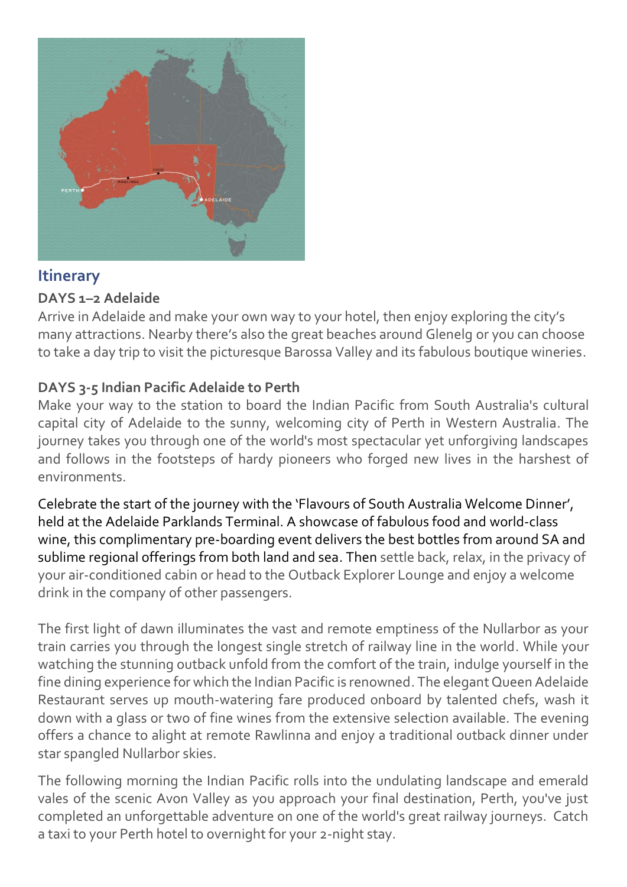## Itinerary

### DAYS 1–2 Adelaide

Arrive in Adelaide and make your own way to your hotel, then enjoy exploring the city's many attractions. Nearby there's also the great beaches around Glenelg or you can choose to take a day trip to visit the picturesque Barossa Valley and its fabulous boutique wineries.

### DAYS 3-5 Indian Pacific Adelaide to Perth

Make your way to the station to board the Indian Pacific from South Australia's cultural capital city of Adelaide to the sunny, welcoming city of Perth in Western Australia. The journey takes you through one of the world's most spectacular yet unforgiving landscapes and follows in the footsteps of hardy pioneers who forged new lives in the harshest of environments.

Celebrate the start of the journey with the 'Flavours of South Australia Welcome Dinner', held at the Adelaide Parklands Terminal. A showcase of fabulous food and world-class wine, this complimentary pre-boarding event delivers the best bottles from around SA and sublime regional offerings from both land and sea. Then settle back, relax, in the privacy of your air-conditioned cabin or head to the Outback Explorer Lounge and enjoy a welcome drink in the company of other passengers.

The first light of dawn illuminates the vast and remote emptiness of the Nullarbor as your train carries you through the longest single stretch of railway line in the world. While your watching the stunning outback unfold from the comfort of the train, indulge yourself in the fine dining experience for which the Indian Pacific is renowned. The elegant Queen Adelaide Restaurant serves up mouth-watering fare produced onboard by talented chefs, wash it down with a glass or two of fine wines from the extensive selection available. The evening offers a chance to alight at remote Rawlinna and enjoy a traditional outback dinner under star spangled Nullarbor skies.

The following morning the Indian Pacific rolls into the undulating landscape and emerald vales of the scenic Avon Valley as you approach your final destination, Perth, you've just completed an unforgettable adventure on one of the world's great railway journeys. Catch a taxi to your Perth hotel to overnight for your 2-night stay.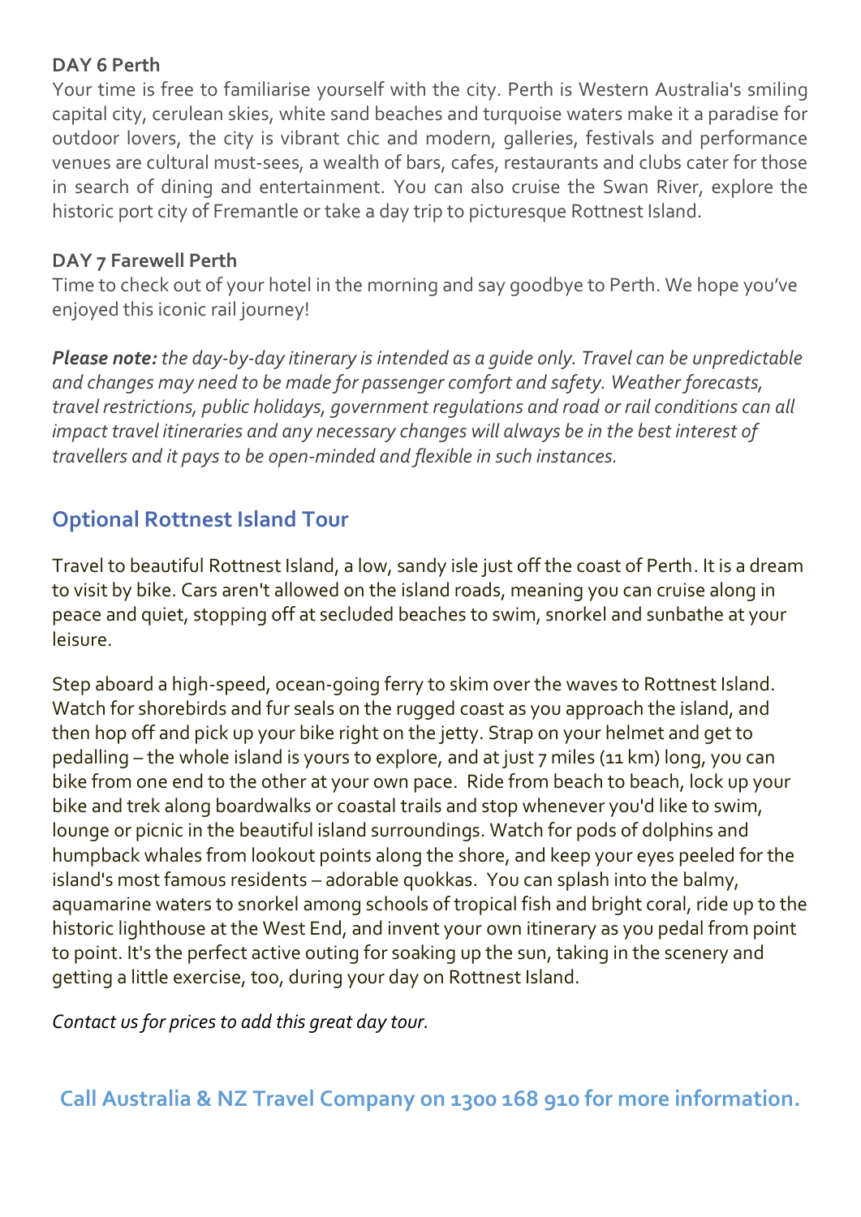**DAY 6 Perth**

Your time is free to familiarise yourself with the city. Perth is Western Australia's smiling capital city, cerulean skies, white sand beaches and turquoise waters make it a paradise for outdoor lovers, the city is vibrant chic and modern, galleries, festivals and performance venues are cultural must-sees, a wealth of bars, cafes, restaurants and clubs cater for those in search of dining and entertainment. You can also cruise the Swan River, explore the historic port city of Fremantle or take a day trip to picturesque Rottnest Island.

**DAY 7 Farewell Perth**

Time to check out of your hotel in the morning and say goodbye to Perth. We hope you've enjoyed this iconic rail journey!

***Please note:*** *the day-by-day itinerary is intended as a guide only. Travel can be unpredictable and changes may need to be made for passenger comfort and safety. Weather forecasts, travel restrictions, public holidays, government regulations and road or rail conditions can all impact travel itineraries and any necessary changes will always be in the best interest of travellers and it pays to be open-minded and flexible in such instances.*

## Optional Rottnest Island Tour

Travel to beautiful Rottnest Island, a low, sandy isle just off the coast of Perth. It is a dream to visit by bike. Cars aren't allowed on the island roads, meaning you can cruise along in peace and quiet, stopping off at secluded beaches to swim, snorkel and sunbathe at your leisure.

Step aboard a high-speed, ocean-going ferry to skim over the waves to Rottnest Island. Watch for shorebirds and fur seals on the rugged coast as you approach the island, and then hop off and pick up your bike right on the jetty. Strap on your helmet and get to pedalling – the whole island is yours to explore, and at just 7 miles (11 km) long, you can bike from one end to the other at your own pace. Ride from beach to beach, lock up your bike and trek along boardwalks or coastal trails and stop whenever you'd like to swim, lounge or picnic in the beautiful island surroundings. Watch for pods of dolphins and humpback whales from lookout points along the shore, and keep your eyes peeled for the island's most famous residents – adorable quokkas. You can splash into the balmy, aquamarine waters to snorkel among schools of tropical fish and bright coral, ride up to the historic lighthouse at the West End, and invent your own itinerary as you pedal from point to point. It's the perfect active outing for soaking up the sun, taking in the scenery and getting a little exercise, too, during your day on Rottnest Island.

*Contact us for prices to add this great day tour.*

**Call Australia & NZ Travel Company on 1300 168 910 for more information.**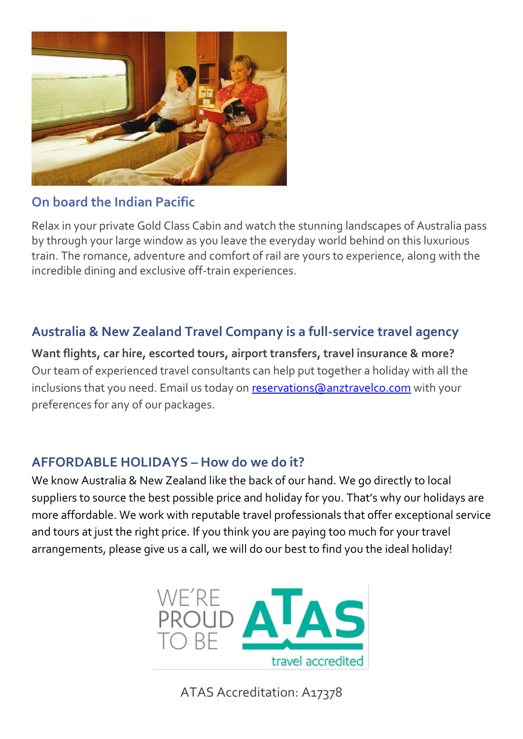## On board the Indian Pacific

Relax in your private Gold Class Cabin and watch the stunning landscapes of Australia pass by through your large window as you leave the everyday world behind on this luxurious train. The romance, adventure and comfort of rail are yours to experience, along with the incredible dining and exclusive off-train experiences.

## Australia & New Zealand Travel Company is a full-service travel agency

**Want flights, car hire, escorted tours, airport transfers, travel insurance & more?**
Our team of experienced travel consultants can help put together a holiday with all the inclusions that you need. Email us today on [reservations@anztravelco.com](mailto:reservations@anztravelco.com) with your preferences for any of our packages.

## AFFORDABLE HOLIDAYS – How do we do it?

We know Australia & New Zealand like the back of our hand. We go directly to local suppliers to source the best possible price and holiday for you. That's why our holidays are more affordable. We work with reputable travel professionals that offer exceptional service and tours at just the right price. If you think you are paying too much for your travel arrangements, please give us a call, we will do our best to find you the ideal holiday!

WE'RE PROUD TO BE ATAS travel accredited

ATAS Accreditation: A17378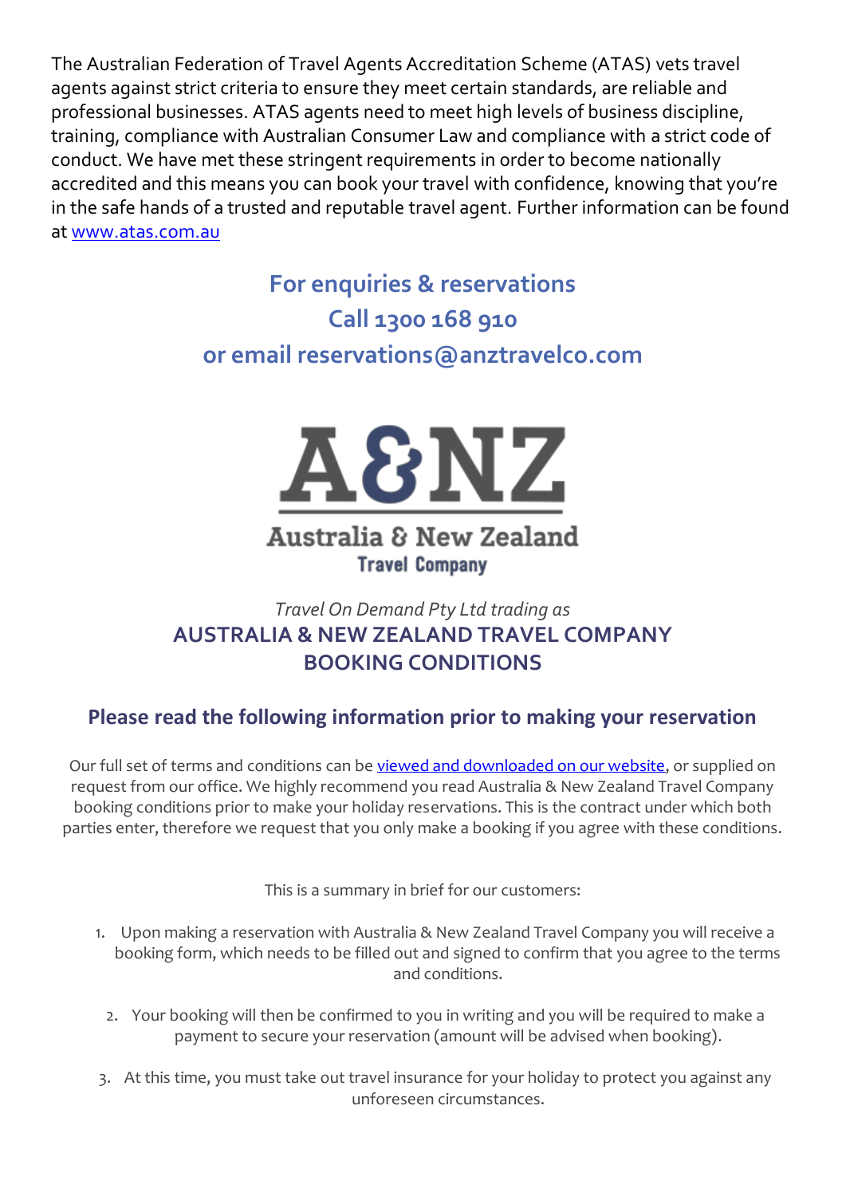The Australian Federation of Travel Agents Accreditation Scheme (ATAS) vets travel agents against strict criteria to ensure they meet certain standards, are reliable and professional businesses. ATAS agents need to meet high levels of business discipline, training, compliance with Australian Consumer Law and compliance with a strict code of conduct. We have met these stringent requirements in order to become nationally accredited and this means you can book your travel with confidence, knowing that you're in the safe hands of a trusted and reputable travel agent. Further information can be found at [www.atas.com.au](http://www.atas.com.au)

**For enquiries & reservations**
**Call 1300 168 910**
**or email reservations@anztravelco.com**

A&NZ
Australia & New Zealand
Travel Company

*Travel On Demand Pty Ltd trading as*

# AUSTRALIA & NEW ZEALAND TRAVEL COMPANY BOOKING CONDITIONS

## Please read the following information prior to making your reservation

Our full set of terms and conditions can be viewed and downloaded on our website, or supplied on request from our office. We highly recommend you read Australia & New Zealand Travel Company booking conditions prior to make your holiday reservations. This is the contract under which both parties enter, therefore we request that you only make a booking if you agree with these conditions.

This is a summary in brief for our customers:

1. Upon making a reservation with Australia & New Zealand Travel Company you will receive a booking form, which needs to be filled out and signed to confirm that you agree to the terms and conditions.
2. Your booking will then be confirmed to you in writing and you will be required to make a payment to secure your reservation (amount will be advised when booking).
3. At this time, you must take out travel insurance for your holiday to protect you against any unforeseen circumstances.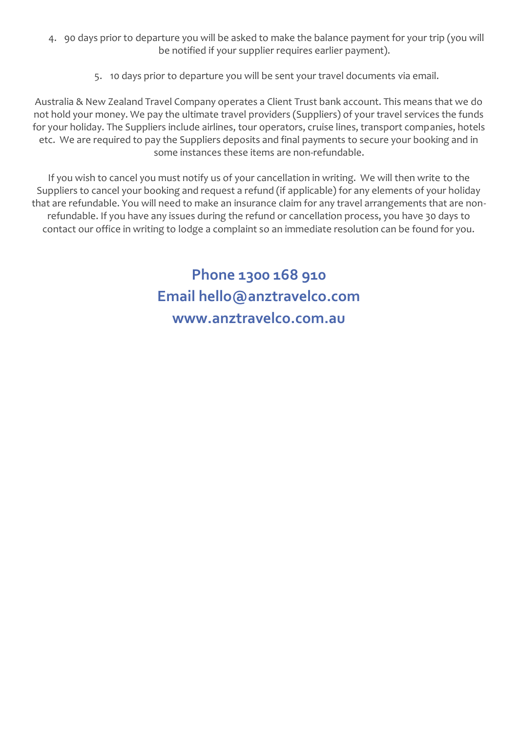4. 90 days prior to departure you will be asked to make the balance payment for your trip (you will be notified if your supplier requires earlier payment).

5. 10 days prior to departure you will be sent your travel documents via email.

Australia & New Zealand Travel Company operates a Client Trust bank account. This means that we do not hold your money. We pay the ultimate travel providers (Suppliers) of your travel services the funds for your holiday. The Suppliers include airlines, tour operators, cruise lines, transport companies, hotels etc. We are required to pay the Suppliers deposits and final payments to secure your booking and in some instances these items are non-refundable.

If you wish to cancel you must notify us of your cancellation in writing. We will then write to the Suppliers to cancel your booking and request a refund (if applicable) for any elements of your holiday that are refundable. You will need to make an insurance claim for any travel arrangements that are non-refundable. If you have any issues during the refund or cancellation process, you have 30 days to contact our office in writing to lodge a complaint so an immediate resolution can be found for you.

**Phone 1300 168 910**
**Email hello@anztravelco.com**
**www.anztravelco.com.au**